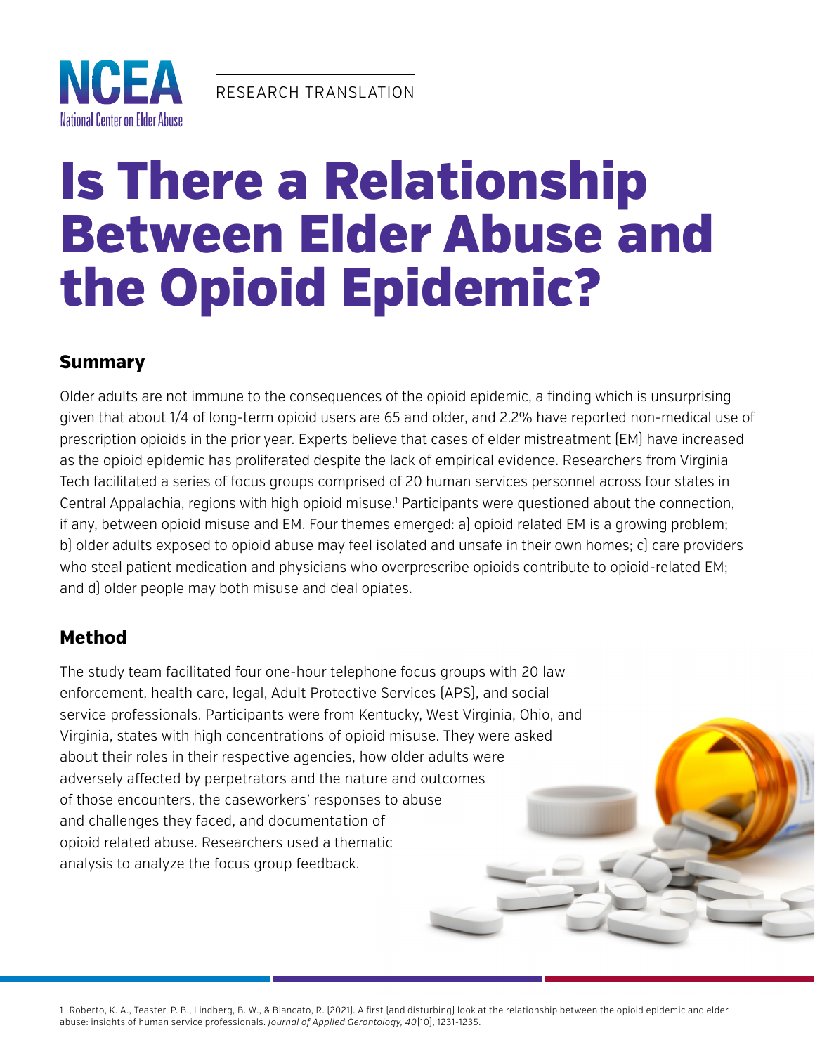NCEA
National Center on Elder Abuse

RESEARCH TRANSLATION

# Is There a Relationship Between Elder Abuse and the Opioid Epidemic?

## Summary

Older adults are not immune to the consequences of the opioid epidemic, a finding which is unsurprising given that about 1/4 of long-term opioid users are 65 and older, and 2.2% have reported non-medical use of prescription opioids in the prior year. Experts believe that cases of elder mistreatment (EM) have increased as the opioid epidemic has proliferated despite the lack of empirical evidence. Researchers from Virginia Tech facilitated a series of focus groups comprised of 20 human services personnel across four states in Central Appalachia, regions with high opioid misuse.[1] Participants were questioned about the connection, if any, between opioid misuse and EM. Four themes emerged: a) opioid related EM is a growing problem; b) older adults exposed to opioid abuse may feel isolated and unsafe in their own homes; c) care providers who steal patient medication and physicians who overprescribe opioids contribute to opioid-related EM; and d) older people may both misuse and deal opiates.

## Method

The study team facilitated four one-hour telephone focus groups with 20 law enforcement, health care, legal, Adult Protective Services (APS), and social service professionals. Participants were from Kentucky, West Virginia, Ohio, and Virginia, states with high concentrations of opioid misuse. They were asked about their roles in their respective agencies, how older adults were adversely affected by perpetrators and the nature and outcomes of those encounters, the caseworkers' responses to abuse and challenges they faced, and documentation of opioid related abuse. Researchers used a thematic analysis to analyze the focus group feedback.

1 Roberto, K. A., Teaster, P. B., Lindberg, B. W., & Blancato, R. (2021). A first (and disturbing) look at the relationship between the opioid epidemic and elder abuse: insights of human service professionals. *Journal of Applied Gerontology, 40*(10), 1231-1235.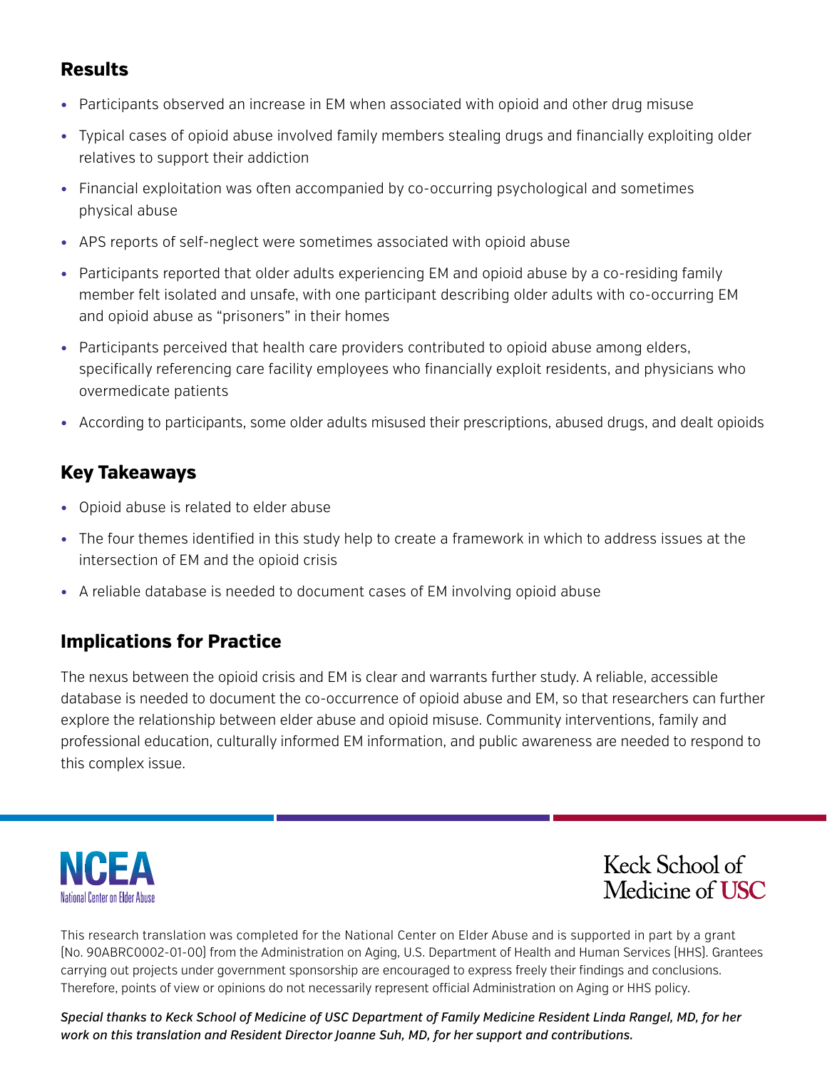## Results

- Participants observed an increase in EM when associated with opioid and other drug misuse
- Typical cases of opioid abuse involved family members stealing drugs and financially exploiting older relatives to support their addiction
- Financial exploitation was often accompanied by co-occurring psychological and sometimes physical abuse
- APS reports of self-neglect were sometimes associated with opioid abuse
- Participants reported that older adults experiencing EM and opioid abuse by a co-residing family member felt isolated and unsafe, with one participant describing older adults with co-occurring EM and opioid abuse as "prisoners" in their homes
- Participants perceived that health care providers contributed to opioid abuse among elders, specifically referencing care facility employees who financially exploit residents, and physicians who overmedicate patients
- According to participants, some older adults misused their prescriptions, abused drugs, and dealt opioids

## Key Takeaways

- Opioid abuse is related to elder abuse
- The four themes identified in this study help to create a framework in which to address issues at the intersection of EM and the opioid crisis
- A reliable database is needed to document cases of EM involving opioid abuse

## Implications for Practice

The nexus between the opioid crisis and EM is clear and warrants further study. A reliable, accessible database is needed to document the co-occurrence of opioid abuse and EM, so that researchers can further explore the relationship between elder abuse and opioid misuse. Community interventions, family and professional education, culturally informed EM information, and public awareness are needed to respond to this complex issue.

NCEA
National Center on Elder Abuse

Keck School of Medicine of USC

This research translation was completed for the National Center on Elder Abuse and is supported in part by a grant (No. 90ABRC0002-01-00) from the Administration on Aging, U.S. Department of Health and Human Services (HHS). Grantees carrying out projects under government sponsorship are encouraged to express freely their findings and conclusions. Therefore, points of view or opinions do not necessarily represent official Administration on Aging or HHS policy.

***Special thanks to Keck School of Medicine of USC Department of Family Medicine Resident Linda Rangel, MD, for her work on this translation and Resident Director Joanne Suh, MD, for her support and contributions.***